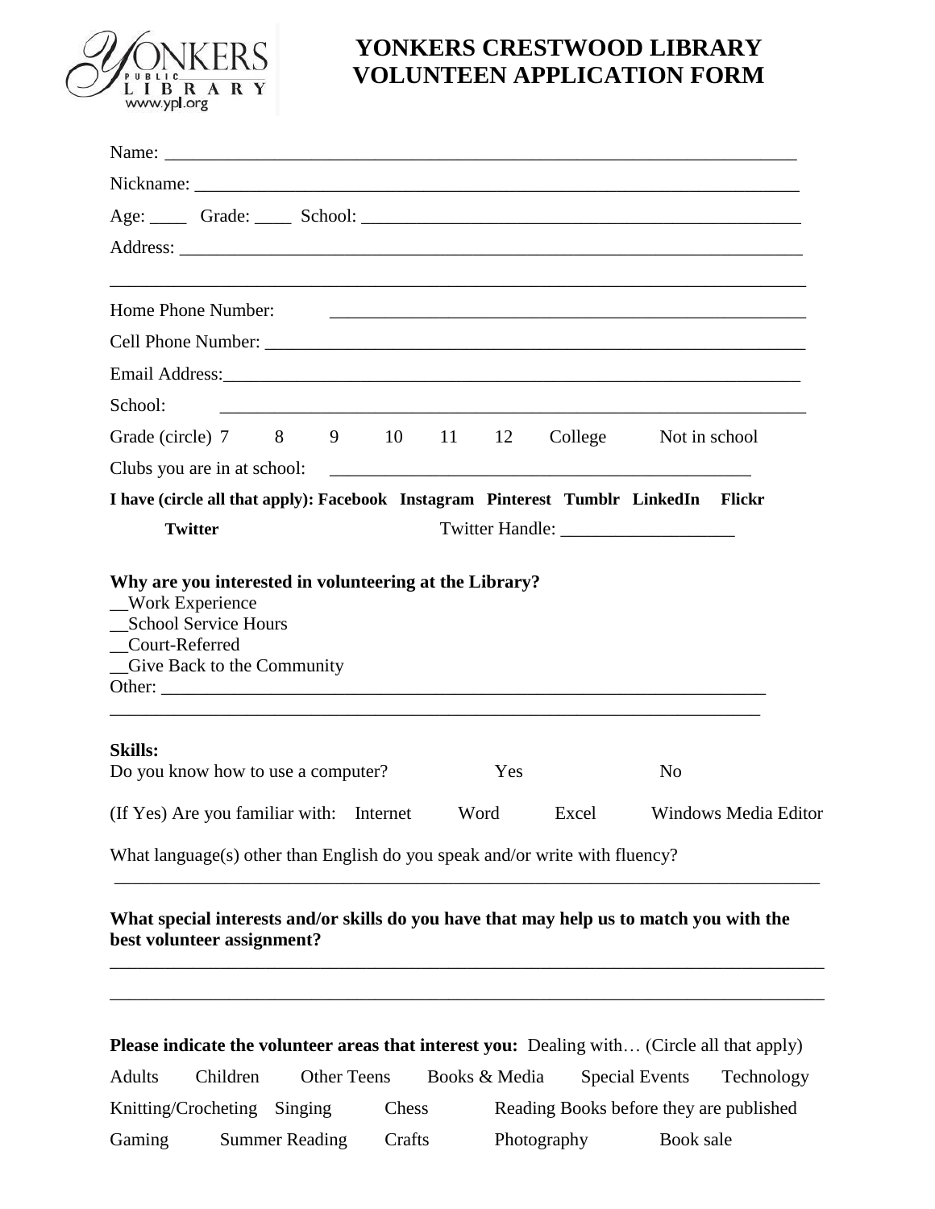# YONKERS CRESTWOOD LIBRARY VOLUNTEEN APPLICATION FORM

Name: ______________________________________________________________________

Nickname: ___________________________________________________________________

Age: ____ Grade: ____ School: ______________________________________________

Address: ____________________________________________________________________

_____________________________________________________________________________

Home Phone Number: ___________________________________________________

Cell Phone Number: ____________________________________________________________

Email Address: _______________________________________________________________

School: _____________________________________________________________________

Grade (circle) 7 8 9 10 11 12 College Not in school

Clubs you are in at school: _______________________________________________

**I have (circle all that apply): Facebook Instagram Pinterest Tumblr LinkedIn Flickr Twitter** Twitter Handle: ___________________

**Why are you interested in volunteering at the Library?**

__Work Experience
__School Service Hours
__Court-Referred
__Give Back to the Community
Other: ______________________________________________________________________

_____________________________________________________________________________

**Skills:**

Do you know how to use a computer? Yes No

(If Yes) Are you familiar with: Internet Word Excel Windows Media Editor

What language(s) other than English do you speak and/or write with fluency?

_____________________________________________________________________________

**What special interests and/or skills do you have that may help us to match you with the best volunteer assignment?**

_____________________________________________________________________________

_____________________________________________________________________________

**Please indicate the volunteer areas that interest you:** Dealing with… (Circle all that apply)

Adults Children Other Teens Books & Media Special Events Technology

Knitting/Crocheting Singing Chess Reading Books before they are published

Gaming Summer Reading Crafts Photography Book sale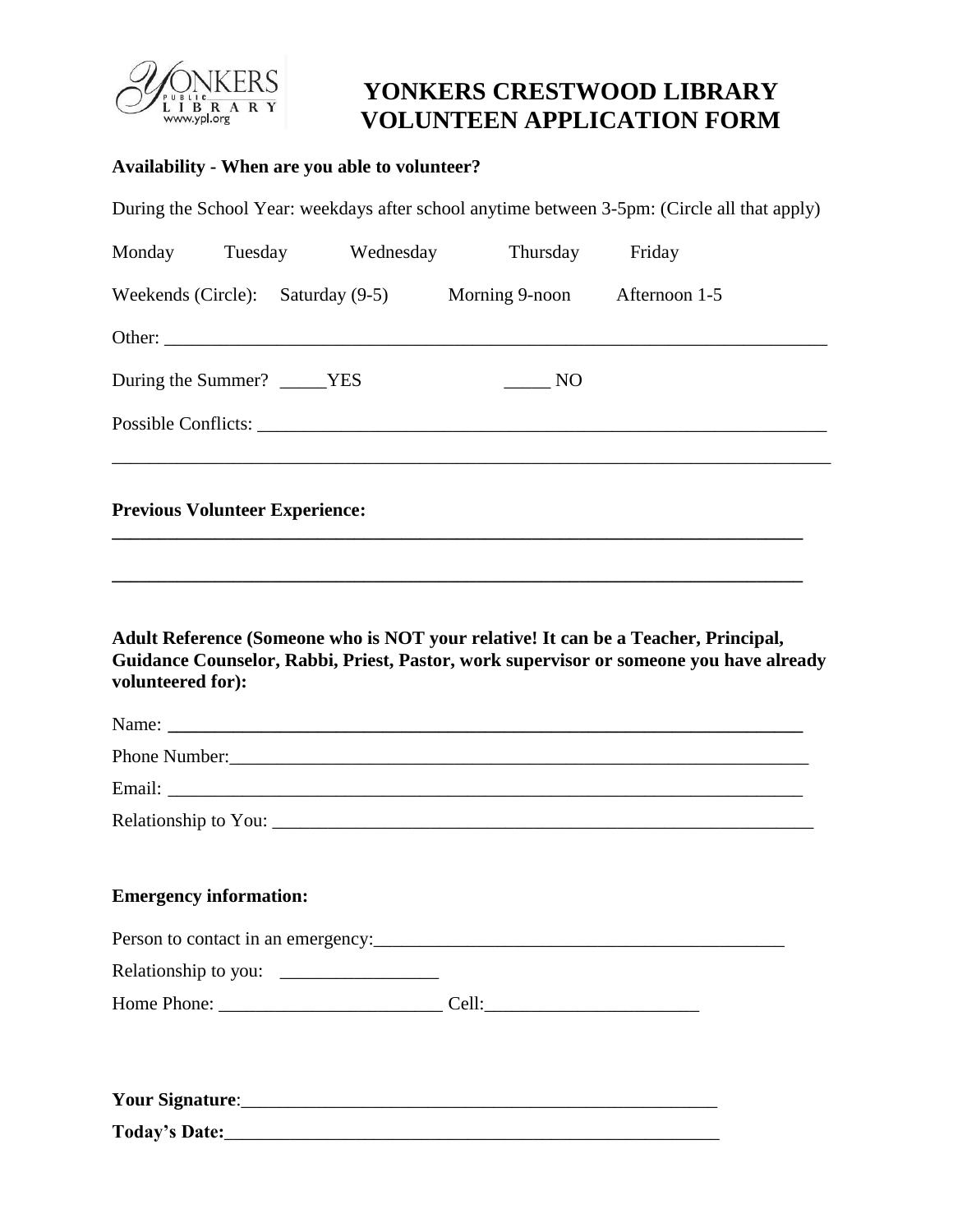# YONKERS CRESTWOOD LIBRARY VOLUNTEEN APPLICATION FORM

**Availability - When are you able to volunteer?**

During the School Year: weekdays after school anytime between 3-5pm: (Circle all that apply)

Monday Tuesday Wednesday Thursday Friday

Weekends (Circle): Saturday (9-5) Morning 9-noon Afternoon 1-5

Other: ___________________________________________________________________________

During the Summer? _____YES _____ NO

Possible Conflicts: _______________________________________________________________

___________________________________________________________________________________

**Previous Volunteer Experience:**

___________________________________________________________________________________

___________________________________________________________________________________

**Adult Reference (Someone who is NOT your relative! It can be a Teacher, Principal, Guidance Counselor, Rabbi, Priest, Pastor, work supervisor or someone you have already volunteered for):**

Name: ____________________________________________________________________________

Phone Number:_____________________________________________________________________

Email: ____________________________________________________________________________

Relationship to You: _______________________________________________________________

**Emergency information:**

Person to contact in an emergency:____________________________________________

Relationship to you: _________________

Home Phone: ________________________ Cell:_______________________

**Your Signature**:_____________________________________________________

**Today's Date:**______________________________________________________